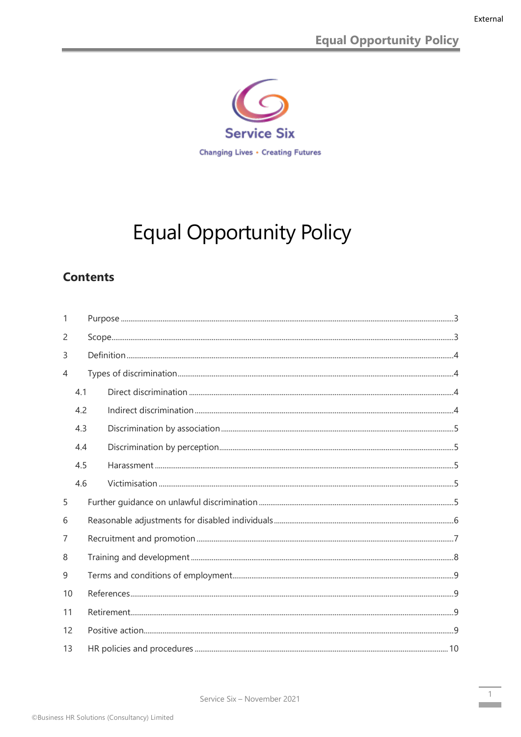Service Six

Changing Lives • Creating Futures

# Equal Opportunity Policy

## Contents

1 Purpose ... 3
2 Scope ... 3
3 Definition ... 4
4 Types of discrimination ... 4
- 4.1 Direct discrimination ... 4
- 4.2 Indirect discrimination ... 4
- 4.3 Discrimination by association ... 5
- 4.4 Discrimination by perception ... 5
- 4.5 Harassment ... 5
- 4.6 Victimisation ... 5

5 Further guidance on unlawful discrimination ... 5
6 Reasonable adjustments for disabled individuals ... 6
7 Recruitment and promotion ... 7
8 Training and development ... 8
9 Terms and conditions of employment ... 9
10 References ... 9
11 Retirement ... 9
12 Positive action ... 9
13 HR policies and procedures ... 10

Service Six – November 2021

©Business HR Solutions (Consultancy) Limited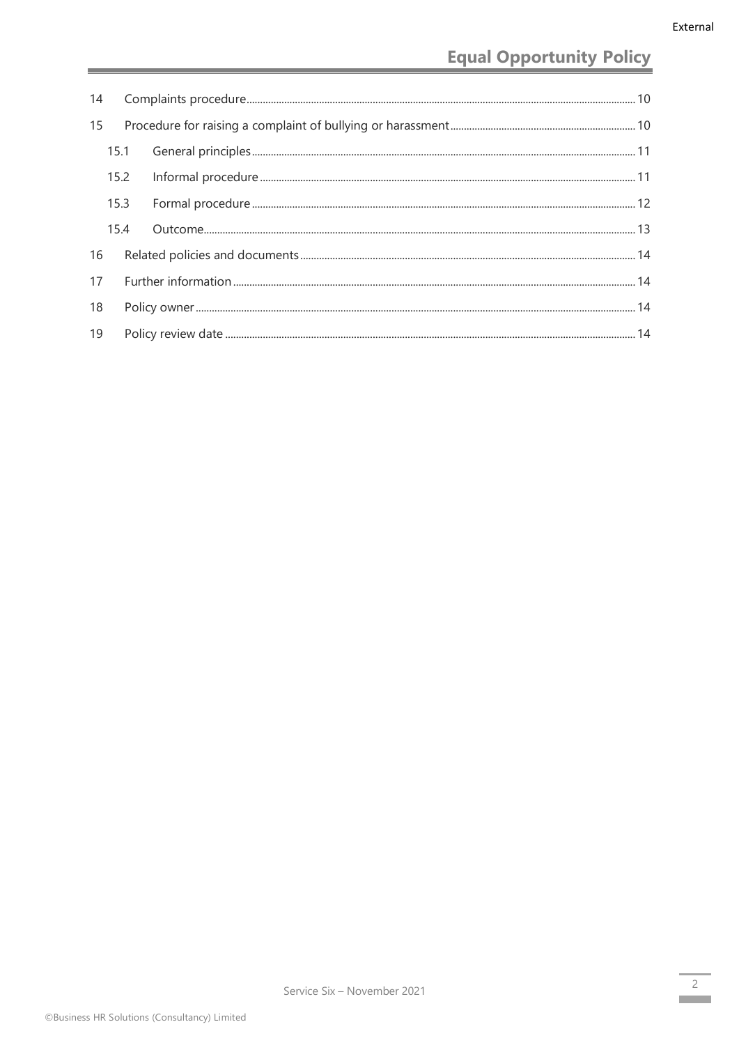| | | |
|---|---|---|
| 14 | Complaints procedure | 10 |
| 15 | Procedure for raising a complaint of bullying or harassment | 10 |
| 15.1 | General principles | 11 |
| 15.2 | Informal procedure | 11 |
| 15.3 | Formal procedure | 12 |
| 15.4 | Outcome | 13 |
| 16 | Related policies and documents | 14 |
| 17 | Further information | 14 |
| 18 | Policy owner | 14 |
| 19 | Policy review date | 14 |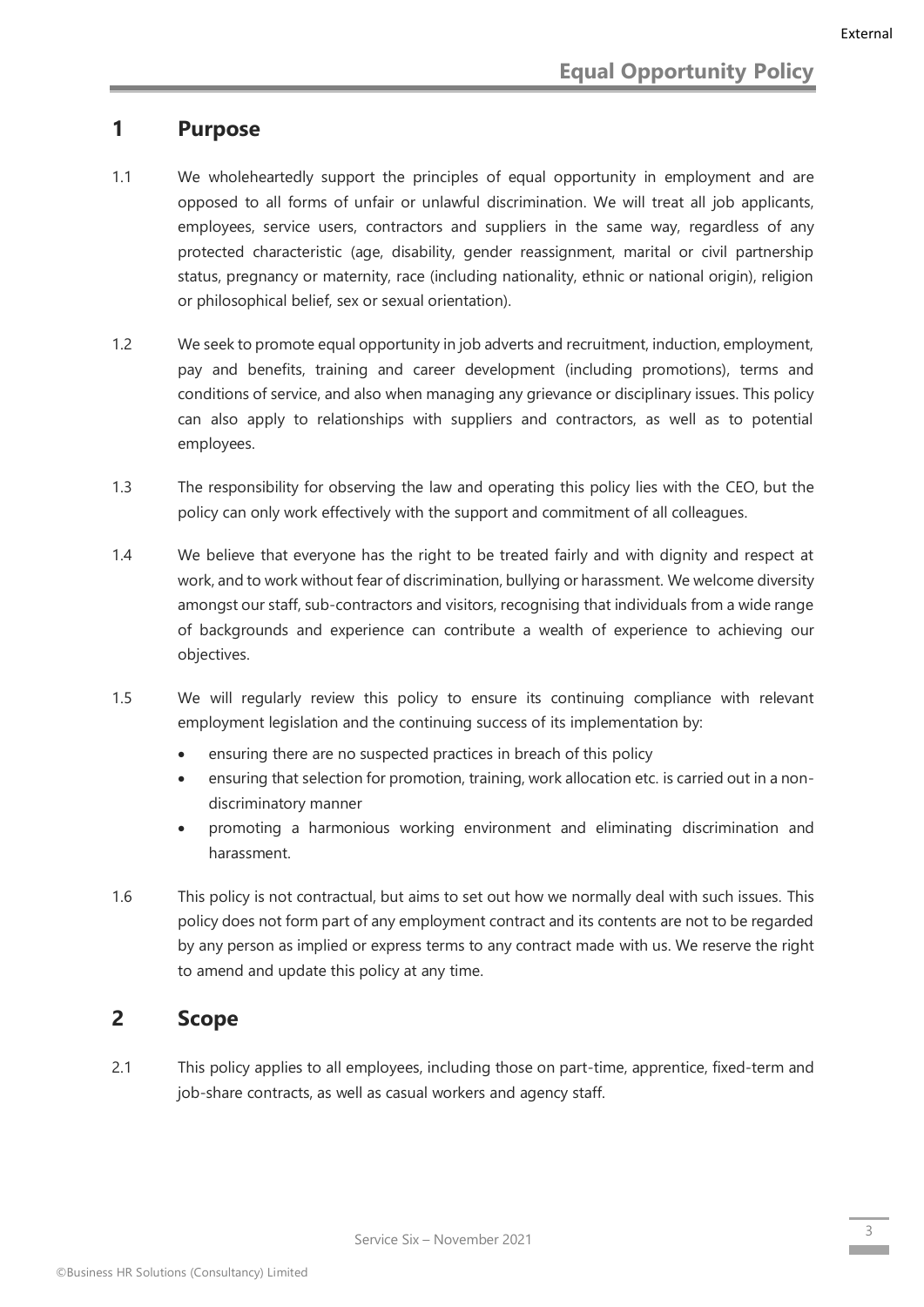## 1 Purpose

1.1 We wholeheartedly support the principles of equal opportunity in employment and are opposed to all forms of unfair or unlawful discrimination. We will treat all job applicants, employees, service users, contractors and suppliers in the same way, regardless of any protected characteristic (age, disability, gender reassignment, marital or civil partnership status, pregnancy or maternity, race (including nationality, ethnic or national origin), religion or philosophical belief, sex or sexual orientation).

1.2 We seek to promote equal opportunity in job adverts and recruitment, induction, employment, pay and benefits, training and career development (including promotions), terms and conditions of service, and also when managing any grievance or disciplinary issues. This policy can also apply to relationships with suppliers and contractors, as well as to potential employees.

1.3 The responsibility for observing the law and operating this policy lies with the CEO, but the policy can only work effectively with the support and commitment of all colleagues.

1.4 We believe that everyone has the right to be treated fairly and with dignity and respect at work, and to work without fear of discrimination, bullying or harassment. We welcome diversity amongst our staff, sub-contractors and visitors, recognising that individuals from a wide range of backgrounds and experience can contribute a wealth of experience to achieving our objectives.

1.5 We will regularly review this policy to ensure its continuing compliance with relevant employment legislation and the continuing success of its implementation by:

- ensuring there are no suspected practices in breach of this policy
- ensuring that selection for promotion, training, work allocation etc. is carried out in a non-discriminatory manner
- promoting a harmonious working environment and eliminating discrimination and harassment.

1.6 This policy is not contractual, but aims to set out how we normally deal with such issues. This policy does not form part of any employment contract and its contents are not to be regarded by any person as implied or express terms to any contract made with us. We reserve the right to amend and update this policy at any time.

## 2 Scope

2.1 This policy applies to all employees, including those on part-time, apprentice, fixed-term and job-share contracts, as well as casual workers and agency staff.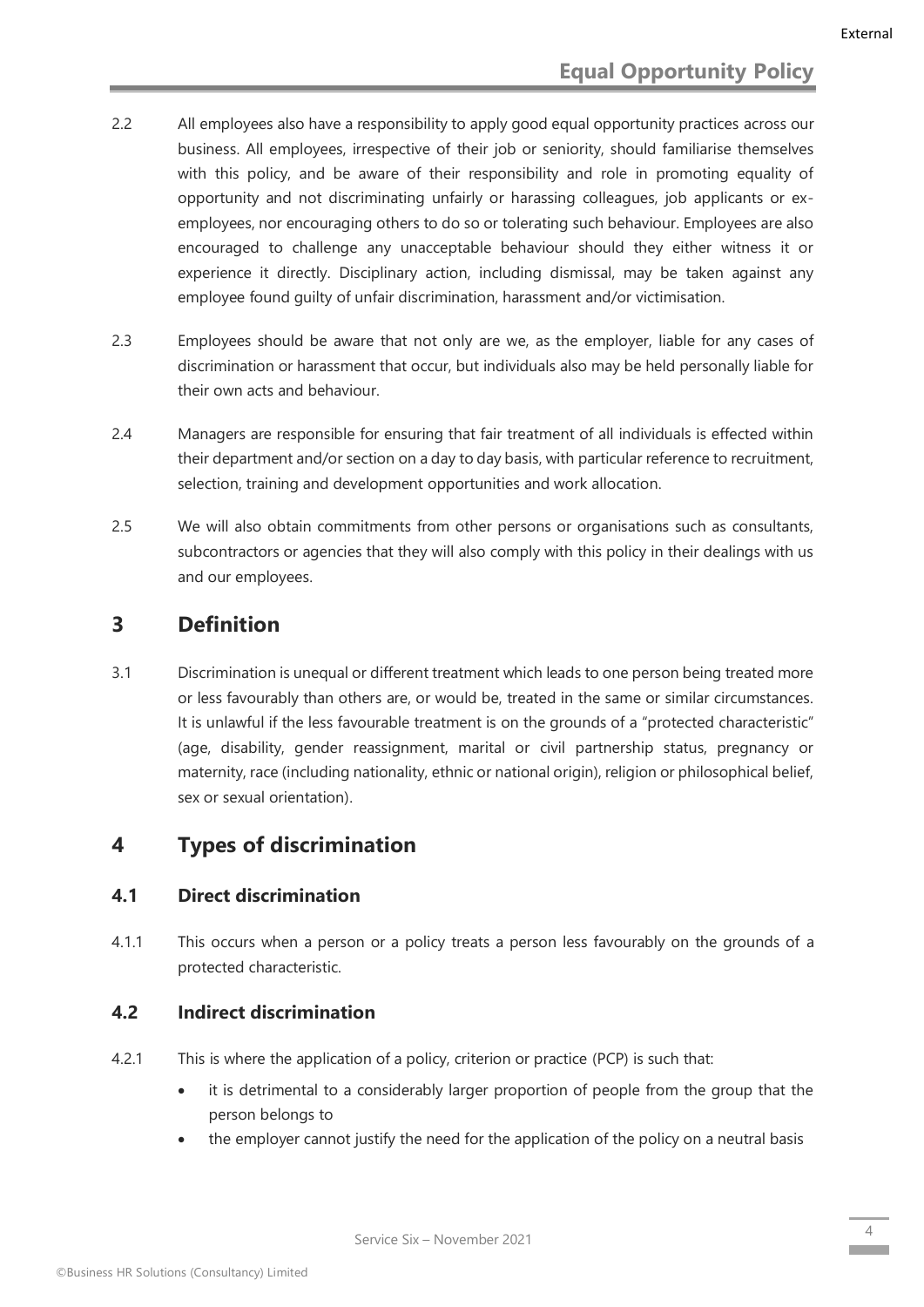2.2 All employees also have a responsibility to apply good equal opportunity practices across our business. All employees, irrespective of their job or seniority, should familiarise themselves with this policy, and be aware of their responsibility and role in promoting equality of opportunity and not discriminating unfairly or harassing colleagues, job applicants or ex-employees, nor encouraging others to do so or tolerating such behaviour. Employees are also encouraged to challenge any unacceptable behaviour should they either witness it or experience it directly. Disciplinary action, including dismissal, may be taken against any employee found guilty of unfair discrimination, harassment and/or victimisation.

2.3 Employees should be aware that not only are we, as the employer, liable for any cases of discrimination or harassment that occur, but individuals also may be held personally liable for their own acts and behaviour.

2.4 Managers are responsible for ensuring that fair treatment of all individuals is effected within their department and/or section on a day to day basis, with particular reference to recruitment, selection, training and development opportunities and work allocation.

2.5 We will also obtain commitments from other persons or organisations such as consultants, subcontractors or agencies that they will also comply with this policy in their dealings with us and our employees.

## 3 Definition

3.1 Discrimination is unequal or different treatment which leads to one person being treated more or less favourably than others are, or would be, treated in the same or similar circumstances. It is unlawful if the less favourable treatment is on the grounds of a "protected characteristic" (age, disability, gender reassignment, marital or civil partnership status, pregnancy or maternity, race (including nationality, ethnic or national origin), religion or philosophical belief, sex or sexual orientation).

## 4 Types of discrimination

### 4.1 Direct discrimination

4.1.1 This occurs when a person or a policy treats a person less favourably on the grounds of a protected characteristic.

### 4.2 Indirect discrimination

4.2.1 This is where the application of a policy, criterion or practice (PCP) is such that:

- it is detrimental to a considerably larger proportion of people from the group that the person belongs to
- the employer cannot justify the need for the application of the policy on a neutral basis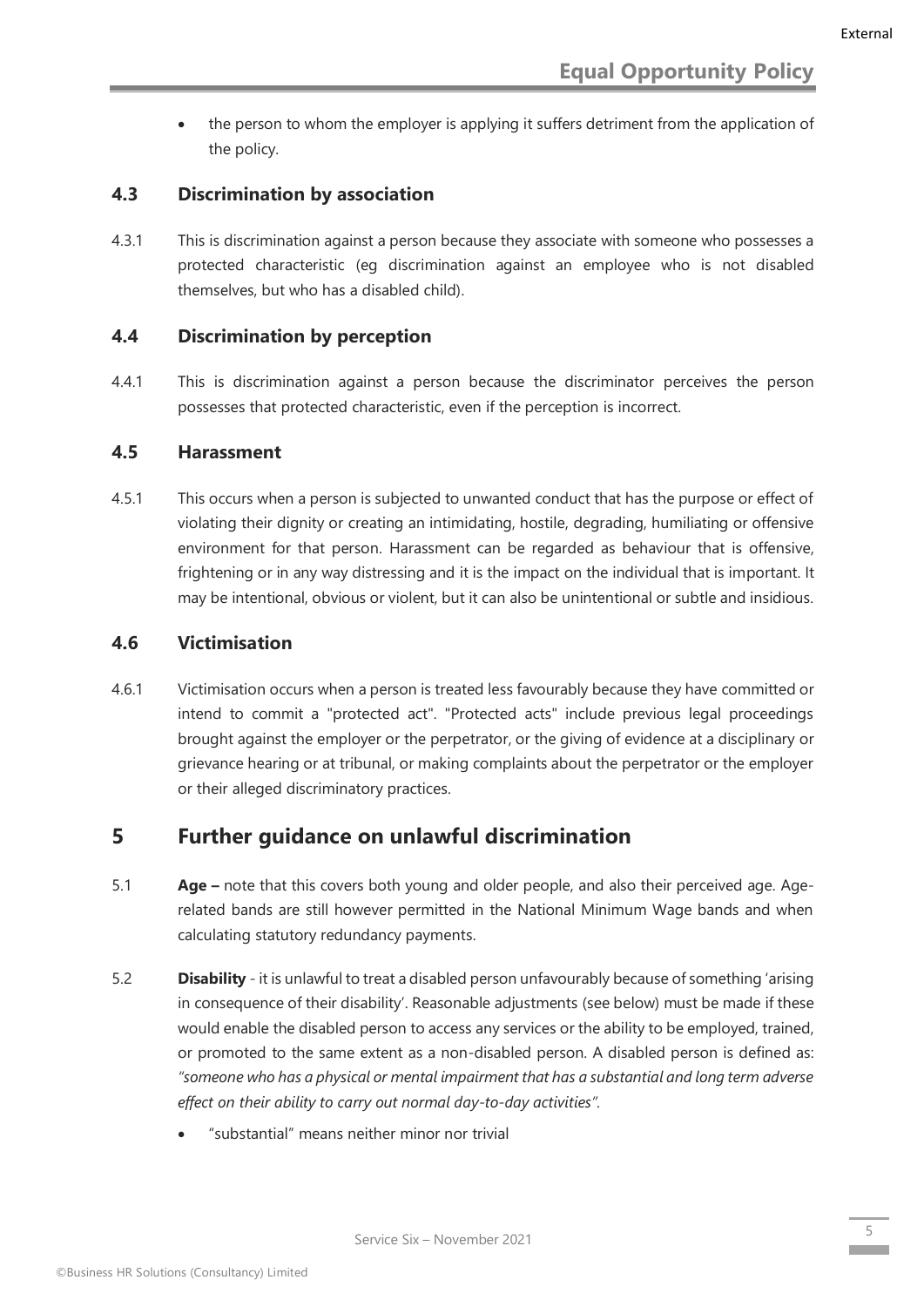- the person to whom the employer is applying it suffers detriment from the application of the policy.

### 4.3 Discrimination by association

4.3.1 This is discrimination against a person because they associate with someone who possesses a protected characteristic (eg discrimination against an employee who is not disabled themselves, but who has a disabled child).

### 4.4 Discrimination by perception

4.4.1 This is discrimination against a person because the discriminator perceives the person possesses that protected characteristic, even if the perception is incorrect.

### 4.5 Harassment

4.5.1 This occurs when a person is subjected to unwanted conduct that has the purpose or effect of violating their dignity or creating an intimidating, hostile, degrading, humiliating or offensive environment for that person. Harassment can be regarded as behaviour that is offensive, frightening or in any way distressing and it is the impact on the individual that is important. It may be intentional, obvious or violent, but it can also be unintentional or subtle and insidious.

### 4.6 Victimisation

4.6.1 Victimisation occurs when a person is treated less favourably because they have committed or intend to commit a "protected act". "Protected acts" include previous legal proceedings brought against the employer or the perpetrator, or the giving of evidence at a disciplinary or grievance hearing or at tribunal, or making complaints about the perpetrator or the employer or their alleged discriminatory practices.

## 5 Further guidance on unlawful discrimination

5.1 **Age –** note that this covers both young and older people, and also their perceived age. Age-related bands are still however permitted in the National Minimum Wage bands and when calculating statutory redundancy payments.

5.2 **Disability** - it is unlawful to treat a disabled person unfavourably because of something 'arising in consequence of their disability'. Reasonable adjustments (see below) must be made if these would enable the disabled person to access any services or the ability to be employed, trained, or promoted to the same extent as a non-disabled person. A disabled person is defined as: *"someone who has a physical or mental impairment that has a substantial and long term adverse effect on their ability to carry out normal day-to-day activities"*.

- "substantial" means neither minor nor trivial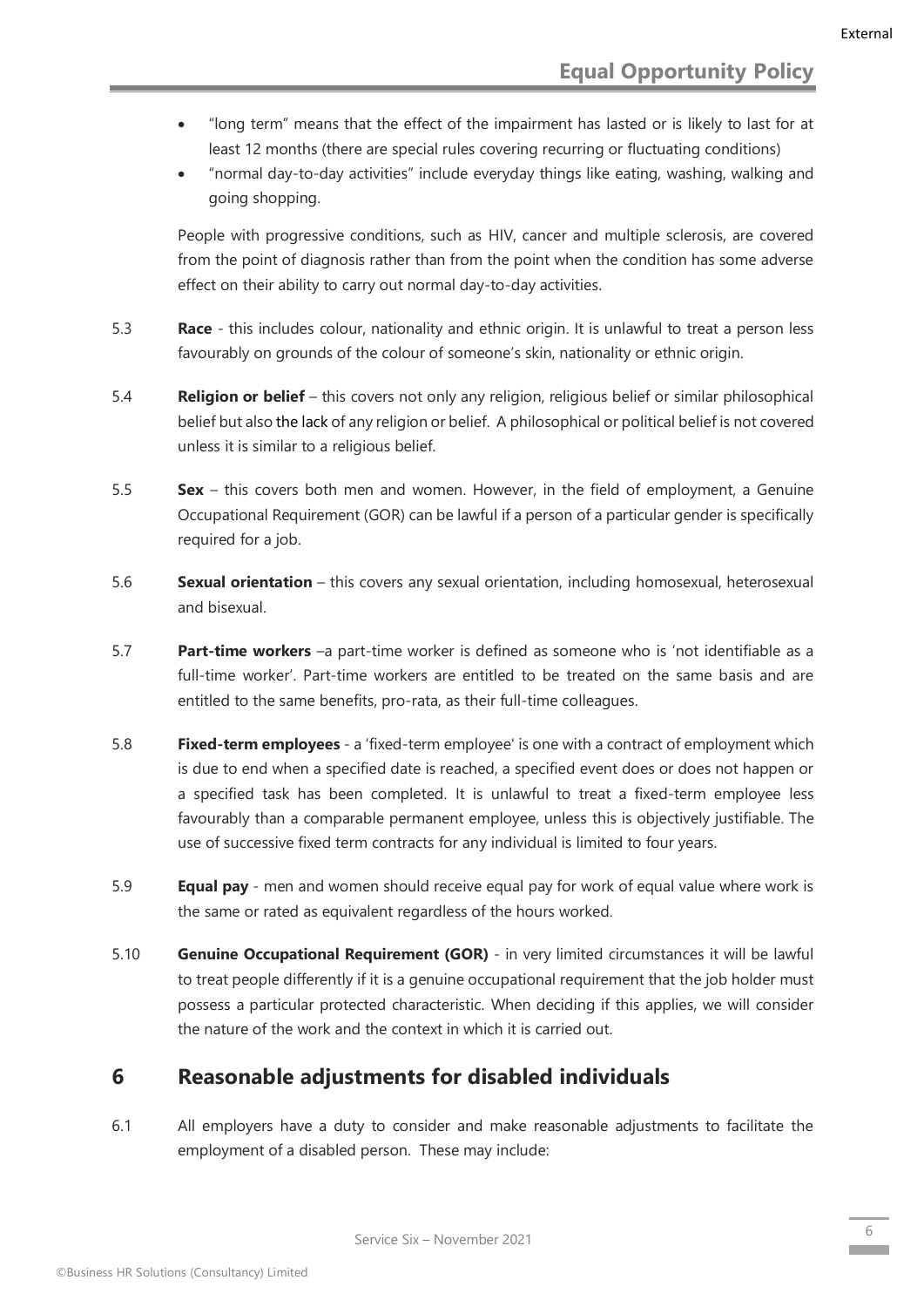- "long term" means that the effect of the impairment has lasted or is likely to last for at least 12 months (there are special rules covering recurring or fluctuating conditions)
- "normal day-to-day activities" include everyday things like eating, washing, walking and going shopping.

People with progressive conditions, such as HIV, cancer and multiple sclerosis, are covered from the point of diagnosis rather than from the point when the condition has some adverse effect on their ability to carry out normal day-to-day activities.

5.3 **Race** - this includes colour, nationality and ethnic origin. It is unlawful to treat a person less favourably on grounds of the colour of someone's skin, nationality or ethnic origin.

5.4 **Religion or belief** – this covers not only any religion, religious belief or similar philosophical belief but also the lack of any religion or belief. A philosophical or political belief is not covered unless it is similar to a religious belief.

5.5 **Sex** – this covers both men and women. However, in the field of employment, a Genuine Occupational Requirement (GOR) can be lawful if a person of a particular gender is specifically required for a job.

5.6 **Sexual orientation** – this covers any sexual orientation, including homosexual, heterosexual and bisexual.

5.7 **Part-time workers** –a part-time worker is defined as someone who is 'not identifiable as a full-time worker'. Part-time workers are entitled to be treated on the same basis and are entitled to the same benefits, pro-rata, as their full-time colleagues.

5.8 **Fixed-term employees** - a 'fixed-term employee' is one with a contract of employment which is due to end when a specified date is reached, a specified event does or does not happen or a specified task has been completed. It is unlawful to treat a fixed-term employee less favourably than a comparable permanent employee, unless this is objectively justifiable. The use of successive fixed term contracts for any individual is limited to four years.

5.9 **Equal pay** - men and women should receive equal pay for work of equal value where work is the same or rated as equivalent regardless of the hours worked.

5.10 **Genuine Occupational Requirement (GOR)** - in very limited circumstances it will be lawful to treat people differently if it is a genuine occupational requirement that the job holder must possess a particular protected characteristic. When deciding if this applies, we will consider the nature of the work and the context in which it is carried out.

## 6 Reasonable adjustments for disabled individuals

6.1 All employers have a duty to consider and make reasonable adjustments to facilitate the employment of a disabled person. These may include: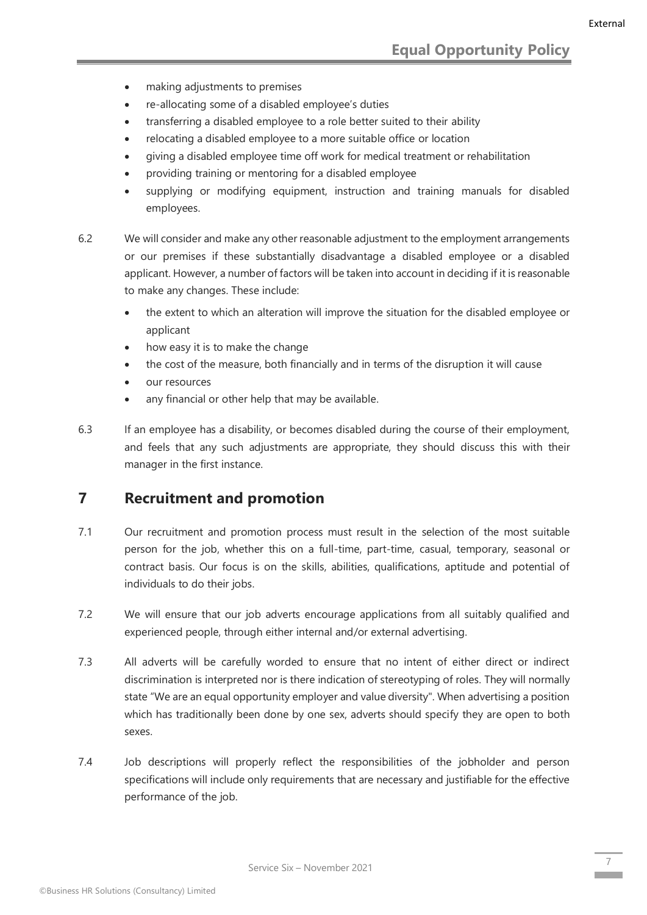- making adjustments to premises
- re-allocating some of a disabled employee's duties
- transferring a disabled employee to a role better suited to their ability
- relocating a disabled employee to a more suitable office or location
- giving a disabled employee time off work for medical treatment or rehabilitation
- providing training or mentoring for a disabled employee
- supplying or modifying equipment, instruction and training manuals for disabled employees.

6.2 We will consider and make any other reasonable adjustment to the employment arrangements or our premises if these substantially disadvantage a disabled employee or a disabled applicant. However, a number of factors will be taken into account in deciding if it is reasonable to make any changes. These include:

- the extent to which an alteration will improve the situation for the disabled employee or applicant
- how easy it is to make the change
- the cost of the measure, both financially and in terms of the disruption it will cause
- our resources
- any financial or other help that may be available.

6.3 If an employee has a disability, or becomes disabled during the course of their employment, and feels that any such adjustments are appropriate, they should discuss this with their manager in the first instance.

## 7 Recruitment and promotion

7.1 Our recruitment and promotion process must result in the selection of the most suitable person for the job, whether this on a full-time, part-time, casual, temporary, seasonal or contract basis. Our focus is on the skills, abilities, qualifications, aptitude and potential of individuals to do their jobs.

7.2 We will ensure that our job adverts encourage applications from all suitably qualified and experienced people, through either internal and/or external advertising.

7.3 All adverts will be carefully worded to ensure that no intent of either direct or indirect discrimination is interpreted nor is there indication of stereotyping of roles. They will normally state "We are an equal opportunity employer and value diversity". When advertising a position which has traditionally been done by one sex, adverts should specify they are open to both sexes.

7.4 Job descriptions will properly reflect the responsibilities of the jobholder and person specifications will include only requirements that are necessary and justifiable for the effective performance of the job.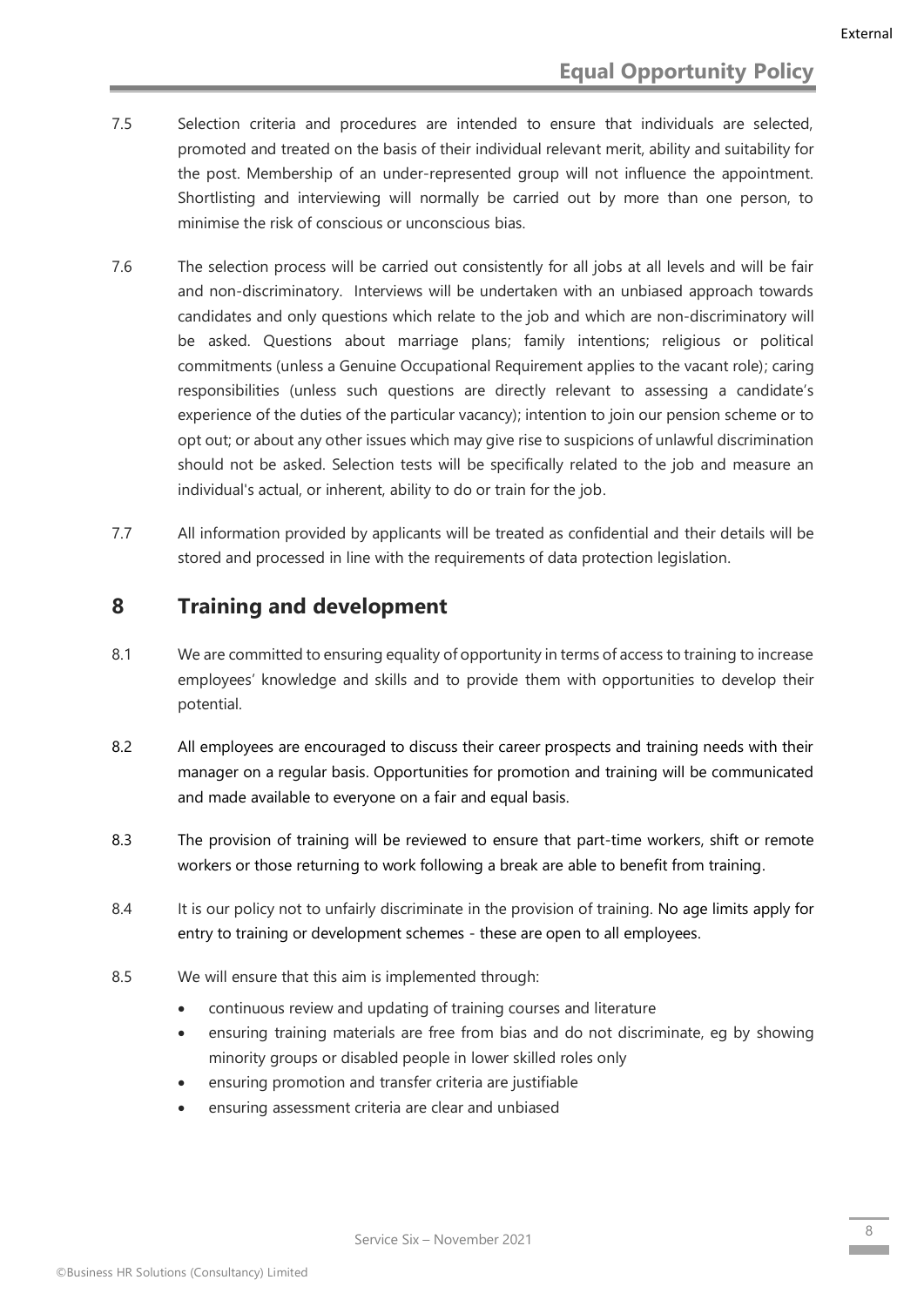7.5 Selection criteria and procedures are intended to ensure that individuals are selected, promoted and treated on the basis of their individual relevant merit, ability and suitability for the post. Membership of an under-represented group will not influence the appointment. Shortlisting and interviewing will normally be carried out by more than one person, to minimise the risk of conscious or unconscious bias.

7.6 The selection process will be carried out consistently for all jobs at all levels and will be fair and non-discriminatory. Interviews will be undertaken with an unbiased approach towards candidates and only questions which relate to the job and which are non-discriminatory will be asked. Questions about marriage plans; family intentions; religious or political commitments (unless a Genuine Occupational Requirement applies to the vacant role); caring responsibilities (unless such questions are directly relevant to assessing a candidate's experience of the duties of the particular vacancy); intention to join our pension scheme or to opt out; or about any other issues which may give rise to suspicions of unlawful discrimination should not be asked. Selection tests will be specifically related to the job and measure an individual's actual, or inherent, ability to do or train for the job.

7.7 All information provided by applicants will be treated as confidential and their details will be stored and processed in line with the requirements of data protection legislation.

## 8 Training and development

8.1 We are committed to ensuring equality of opportunity in terms of access to training to increase employees' knowledge and skills and to provide them with opportunities to develop their potential.

8.2 All employees are encouraged to discuss their career prospects and training needs with their manager on a regular basis. Opportunities for promotion and training will be communicated and made available to everyone on a fair and equal basis.

8.3 The provision of training will be reviewed to ensure that part-time workers, shift or remote workers or those returning to work following a break are able to benefit from training.

8.4 It is our policy not to unfairly discriminate in the provision of training. No age limits apply for entry to training or development schemes - these are open to all employees.

8.5 We will ensure that this aim is implemented through:

- continuous review and updating of training courses and literature
- ensuring training materials are free from bias and do not discriminate, eg by showing minority groups or disabled people in lower skilled roles only
- ensuring promotion and transfer criteria are justifiable
- ensuring assessment criteria are clear and unbiased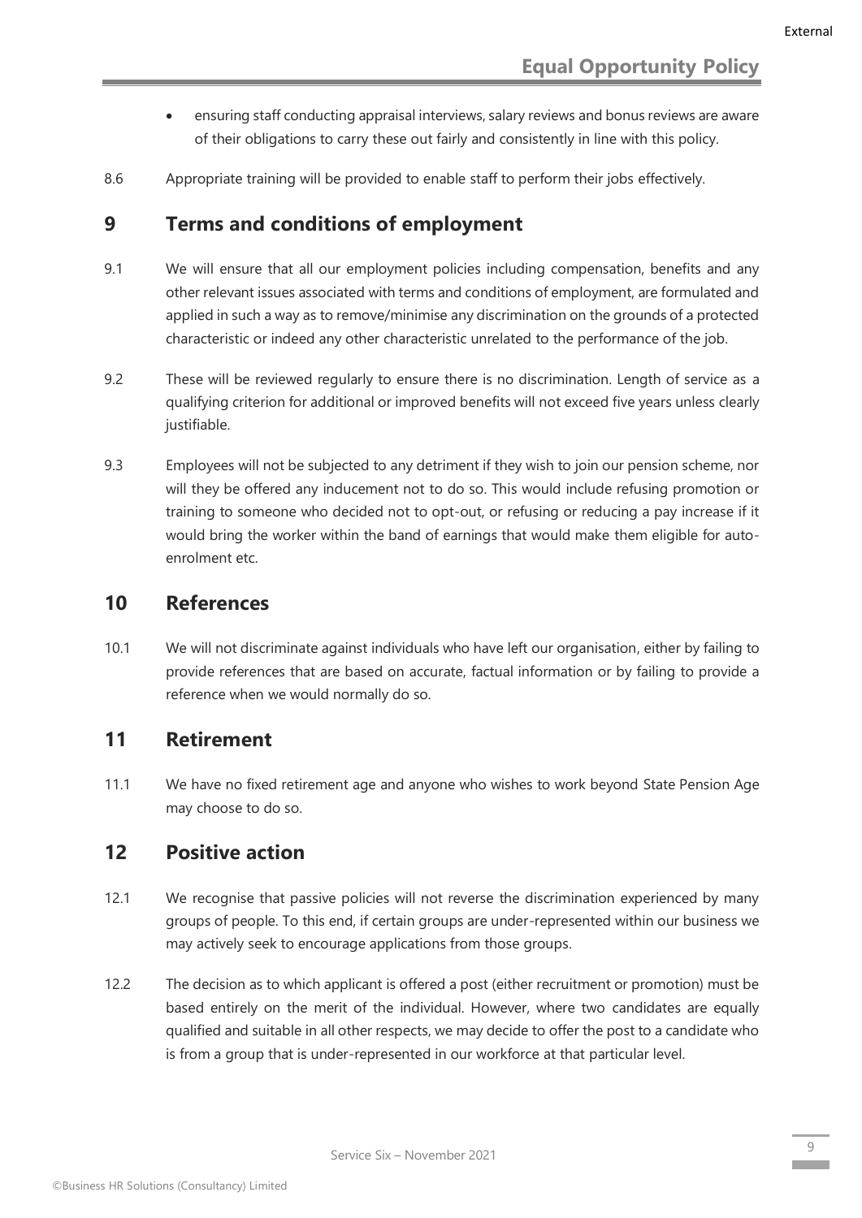- ensuring staff conducting appraisal interviews, salary reviews and bonus reviews are aware of their obligations to carry these out fairly and consistently in line with this policy.

8.6 Appropriate training will be provided to enable staff to perform their jobs effectively.

## 9 Terms and conditions of employment

9.1 We will ensure that all our employment policies including compensation, benefits and any other relevant issues associated with terms and conditions of employment, are formulated and applied in such a way as to remove/minimise any discrimination on the grounds of a protected characteristic or indeed any other characteristic unrelated to the performance of the job.

9.2 These will be reviewed regularly to ensure there is no discrimination. Length of service as a qualifying criterion for additional or improved benefits will not exceed five years unless clearly justifiable.

9.3 Employees will not be subjected to any detriment if they wish to join our pension scheme, nor will they be offered any inducement not to do so. This would include refusing promotion or training to someone who decided not to opt-out, or refusing or reducing a pay increase if it would bring the worker within the band of earnings that would make them eligible for auto-enrolment etc.

## 10 References

10.1 We will not discriminate against individuals who have left our organisation, either by failing to provide references that are based on accurate, factual information or by failing to provide a reference when we would normally do so.

## 11 Retirement

11.1 We have no fixed retirement age and anyone who wishes to work beyond State Pension Age may choose to do so.

## 12 Positive action

12.1 We recognise that passive policies will not reverse the discrimination experienced by many groups of people. To this end, if certain groups are under-represented within our business we may actively seek to encourage applications from those groups.

12.2 The decision as to which applicant is offered a post (either recruitment or promotion) must be based entirely on the merit of the individual. However, where two candidates are equally qualified and suitable in all other respects, we may decide to offer the post to a candidate who is from a group that is under-represented in our workforce at that particular level.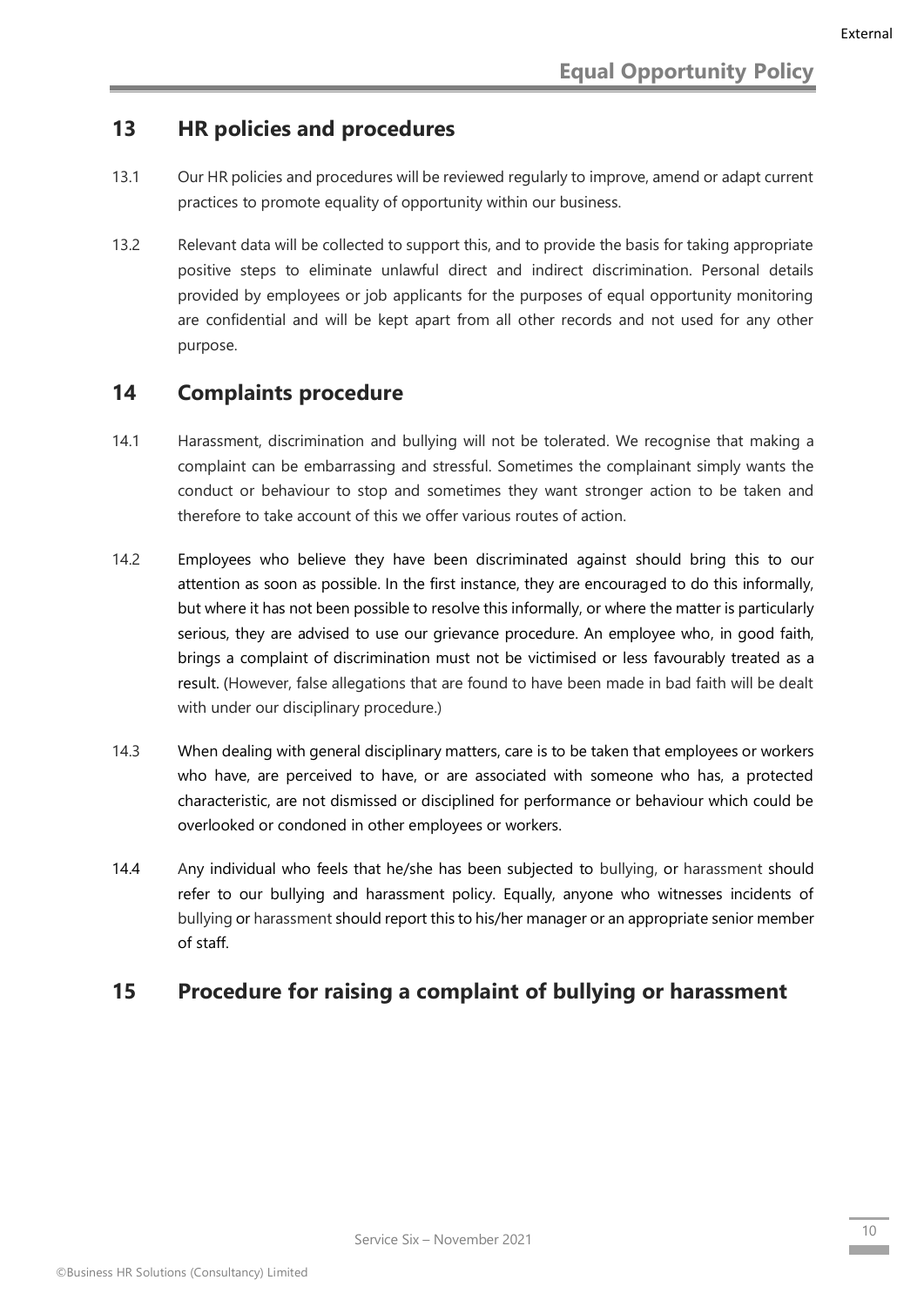## 13 HR policies and procedures

13.1 Our HR policies and procedures will be reviewed regularly to improve, amend or adapt current practices to promote equality of opportunity within our business.

13.2 Relevant data will be collected to support this, and to provide the basis for taking appropriate positive steps to eliminate unlawful direct and indirect discrimination. Personal details provided by employees or job applicants for the purposes of equal opportunity monitoring are confidential and will be kept apart from all other records and not used for any other purpose.

## 14 Complaints procedure

14.1 Harassment, discrimination and bullying will not be tolerated. We recognise that making a complaint can be embarrassing and stressful. Sometimes the complainant simply wants the conduct or behaviour to stop and sometimes they want stronger action to be taken and therefore to take account of this we offer various routes of action.

14.2 Employees who believe they have been discriminated against should bring this to our attention as soon as possible. In the first instance, they are encouraged to do this informally, but where it has not been possible to resolve this informally, or where the matter is particularly serious, they are advised to use our grievance procedure. An employee who, in good faith, brings a complaint of discrimination must not be victimised or less favourably treated as a result. (However, false allegations that are found to have been made in bad faith will be dealt with under our disciplinary procedure.)

14.3 When dealing with general disciplinary matters, care is to be taken that employees or workers who have, are perceived to have, or are associated with someone who has, a protected characteristic, are not dismissed or disciplined for performance or behaviour which could be overlooked or condoned in other employees or workers.

14.4 Any individual who feels that he/she has been subjected to bullying, or harassment should refer to our bullying and harassment policy. Equally, anyone who witnesses incidents of bullying or harassment should report this to his/her manager or an appropriate senior member of staff.

## 15 Procedure for raising a complaint of bullying or harassment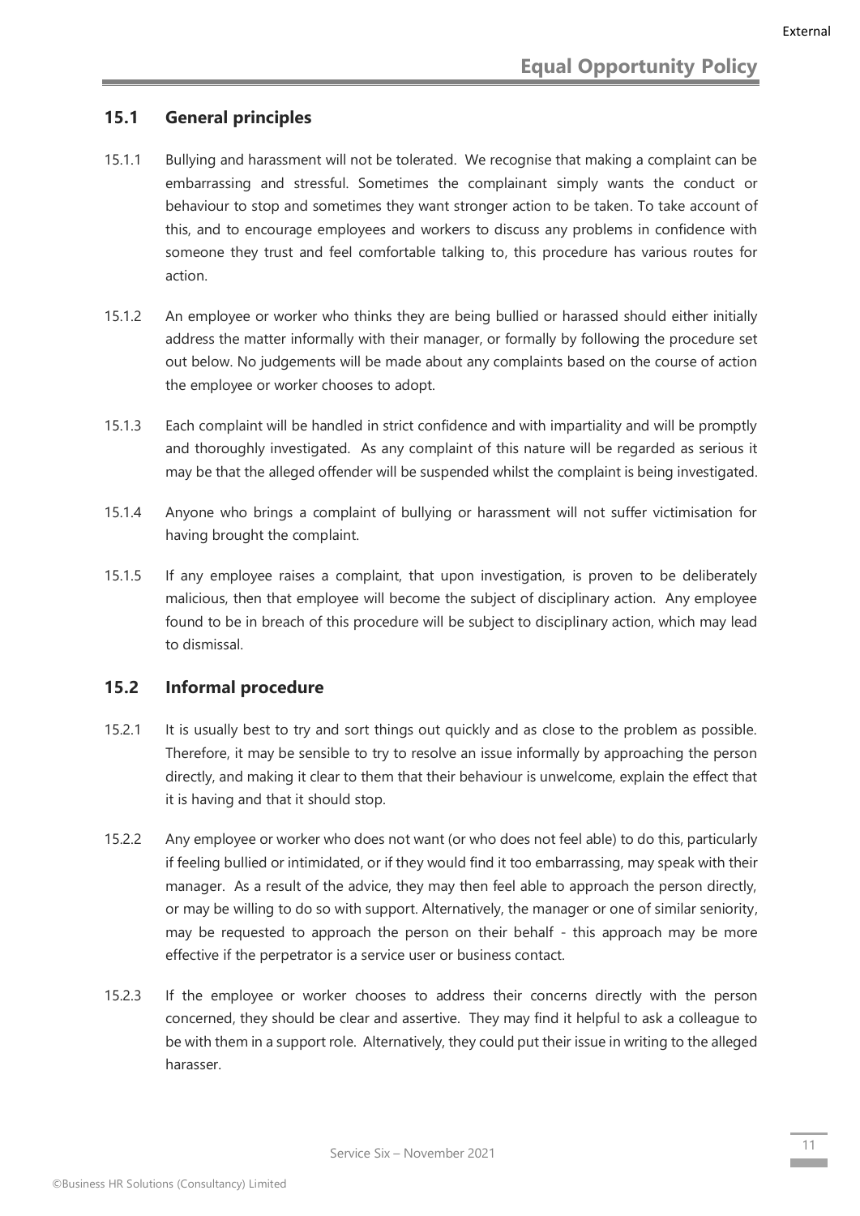## 15.1 General principles

15.1.1 Bullying and harassment will not be tolerated. We recognise that making a complaint can be embarrassing and stressful. Sometimes the complainant simply wants the conduct or behaviour to stop and sometimes they want stronger action to be taken. To take account of this, and to encourage employees and workers to discuss any problems in confidence with someone they trust and feel comfortable talking to, this procedure has various routes for action.

15.1.2 An employee or worker who thinks they are being bullied or harassed should either initially address the matter informally with their manager, or formally by following the procedure set out below. No judgements will be made about any complaints based on the course of action the employee or worker chooses to adopt.

15.1.3 Each complaint will be handled in strict confidence and with impartiality and will be promptly and thoroughly investigated. As any complaint of this nature will be regarded as serious it may be that the alleged offender will be suspended whilst the complaint is being investigated.

15.1.4 Anyone who brings a complaint of bullying or harassment will not suffer victimisation for having brought the complaint.

15.1.5 If any employee raises a complaint, that upon investigation, is proven to be deliberately malicious, then that employee will become the subject of disciplinary action. Any employee found to be in breach of this procedure will be subject to disciplinary action, which may lead to dismissal.

## 15.2 Informal procedure

15.2.1 It is usually best to try and sort things out quickly and as close to the problem as possible. Therefore, it may be sensible to try to resolve an issue informally by approaching the person directly, and making it clear to them that their behaviour is unwelcome, explain the effect that it is having and that it should stop.

15.2.2 Any employee or worker who does not want (or who does not feel able) to do this, particularly if feeling bullied or intimidated, or if they would find it too embarrassing, may speak with their manager. As a result of the advice, they may then feel able to approach the person directly, or may be willing to do so with support. Alternatively, the manager or one of similar seniority, may be requested to approach the person on their behalf - this approach may be more effective if the perpetrator is a service user or business contact.

15.2.3 If the employee or worker chooses to address their concerns directly with the person concerned, they should be clear and assertive. They may find it helpful to ask a colleague to be with them in a support role. Alternatively, they could put their issue in writing to the alleged harasser.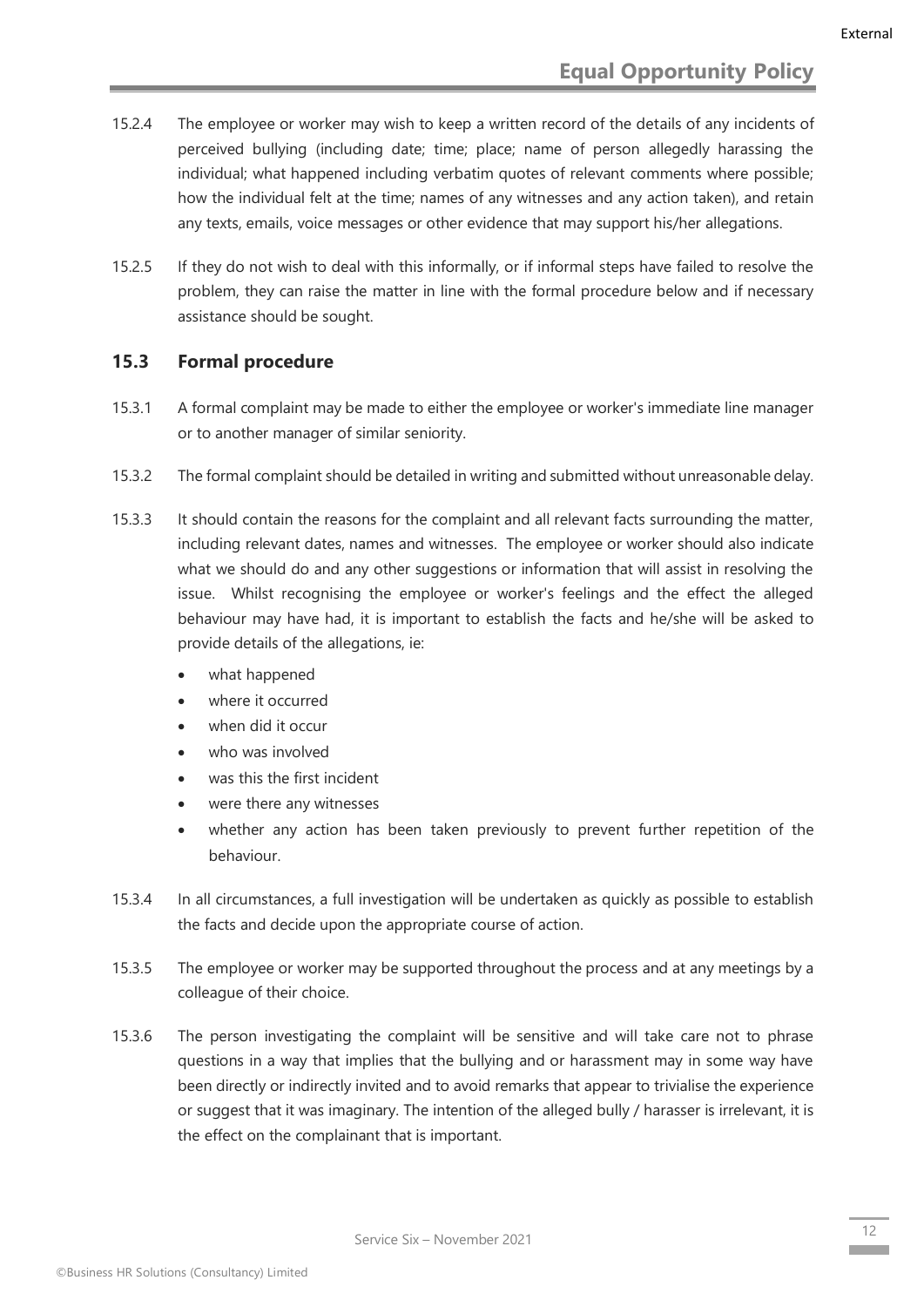15.2.4 The employee or worker may wish to keep a written record of the details of any incidents of perceived bullying (including date; time; place; name of person allegedly harassing the individual; what happened including verbatim quotes of relevant comments where possible; how the individual felt at the time; names of any witnesses and any action taken), and retain any texts, emails, voice messages or other evidence that may support his/her allegations.

15.2.5 If they do not wish to deal with this informally, or if informal steps have failed to resolve the problem, they can raise the matter in line with the formal procedure below and if necessary assistance should be sought.

### 15.3 Formal procedure

15.3.1 A formal complaint may be made to either the employee or worker's immediate line manager or to another manager of similar seniority.

15.3.2 The formal complaint should be detailed in writing and submitted without unreasonable delay.

15.3.3 It should contain the reasons for the complaint and all relevant facts surrounding the matter, including relevant dates, names and witnesses. The employee or worker should also indicate what we should do and any other suggestions or information that will assist in resolving the issue. Whilst recognising the employee or worker's feelings and the effect the alleged behaviour may have had, it is important to establish the facts and he/she will be asked to provide details of the allegations, ie:

- what happened
- where it occurred
- when did it occur
- who was involved
- was this the first incident
- were there any witnesses
- whether any action has been taken previously to prevent further repetition of the behaviour.

15.3.4 In all circumstances, a full investigation will be undertaken as quickly as possible to establish the facts and decide upon the appropriate course of action.

15.3.5 The employee or worker may be supported throughout the process and at any meetings by a colleague of their choice.

15.3.6 The person investigating the complaint will be sensitive and will take care not to phrase questions in a way that implies that the bullying and or harassment may in some way have been directly or indirectly invited and to avoid remarks that appear to trivialise the experience or suggest that it was imaginary. The intention of the alleged bully / harasser is irrelevant, it is the effect on the complainant that is important.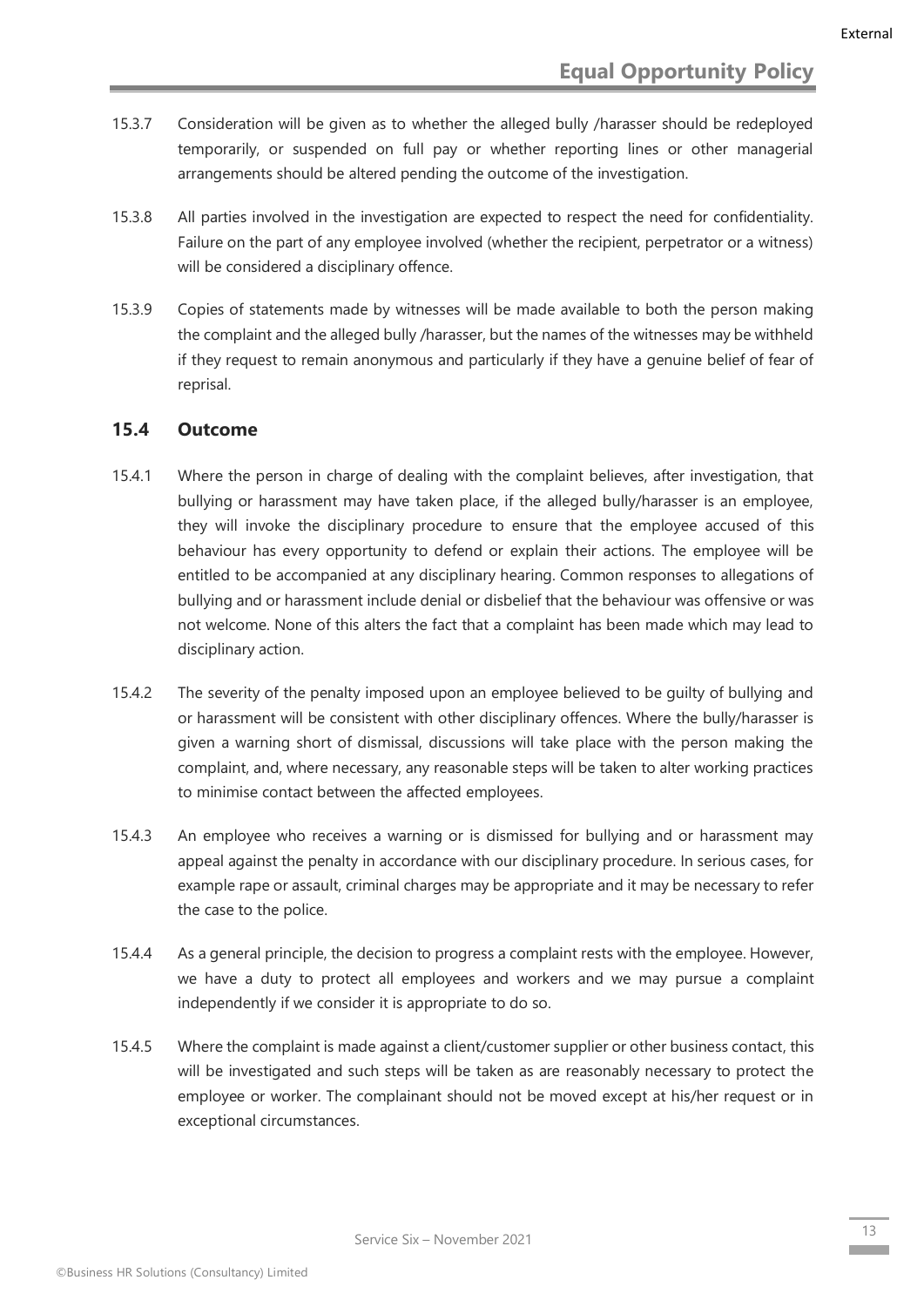15.3.7 Consideration will be given as to whether the alleged bully /harasser should be redeployed temporarily, or suspended on full pay or whether reporting lines or other managerial arrangements should be altered pending the outcome of the investigation.

15.3.8 All parties involved in the investigation are expected to respect the need for confidentiality. Failure on the part of any employee involved (whether the recipient, perpetrator or a witness) will be considered a disciplinary offence.

15.3.9 Copies of statements made by witnesses will be made available to both the person making the complaint and the alleged bully /harasser, but the names of the witnesses may be withheld if they request to remain anonymous and particularly if they have a genuine belief of fear of reprisal.

## 15.4 Outcome

15.4.1 Where the person in charge of dealing with the complaint believes, after investigation, that bullying or harassment may have taken place, if the alleged bully/harasser is an employee, they will invoke the disciplinary procedure to ensure that the employee accused of this behaviour has every opportunity to defend or explain their actions. The employee will be entitled to be accompanied at any disciplinary hearing. Common responses to allegations of bullying and or harassment include denial or disbelief that the behaviour was offensive or was not welcome. None of this alters the fact that a complaint has been made which may lead to disciplinary action.

15.4.2 The severity of the penalty imposed upon an employee believed to be guilty of bullying and or harassment will be consistent with other disciplinary offences. Where the bully/harasser is given a warning short of dismissal, discussions will take place with the person making the complaint, and, where necessary, any reasonable steps will be taken to alter working practices to minimise contact between the affected employees.

15.4.3 An employee who receives a warning or is dismissed for bullying and or harassment may appeal against the penalty in accordance with our disciplinary procedure. In serious cases, for example rape or assault, criminal charges may be appropriate and it may be necessary to refer the case to the police.

15.4.4 As a general principle, the decision to progress a complaint rests with the employee. However, we have a duty to protect all employees and workers and we may pursue a complaint independently if we consider it is appropriate to do so.

15.4.5 Where the complaint is made against a client/customer supplier or other business contact, this will be investigated and such steps will be taken as are reasonably necessary to protect the employee or worker. The complainant should not be moved except at his/her request or in exceptional circumstances.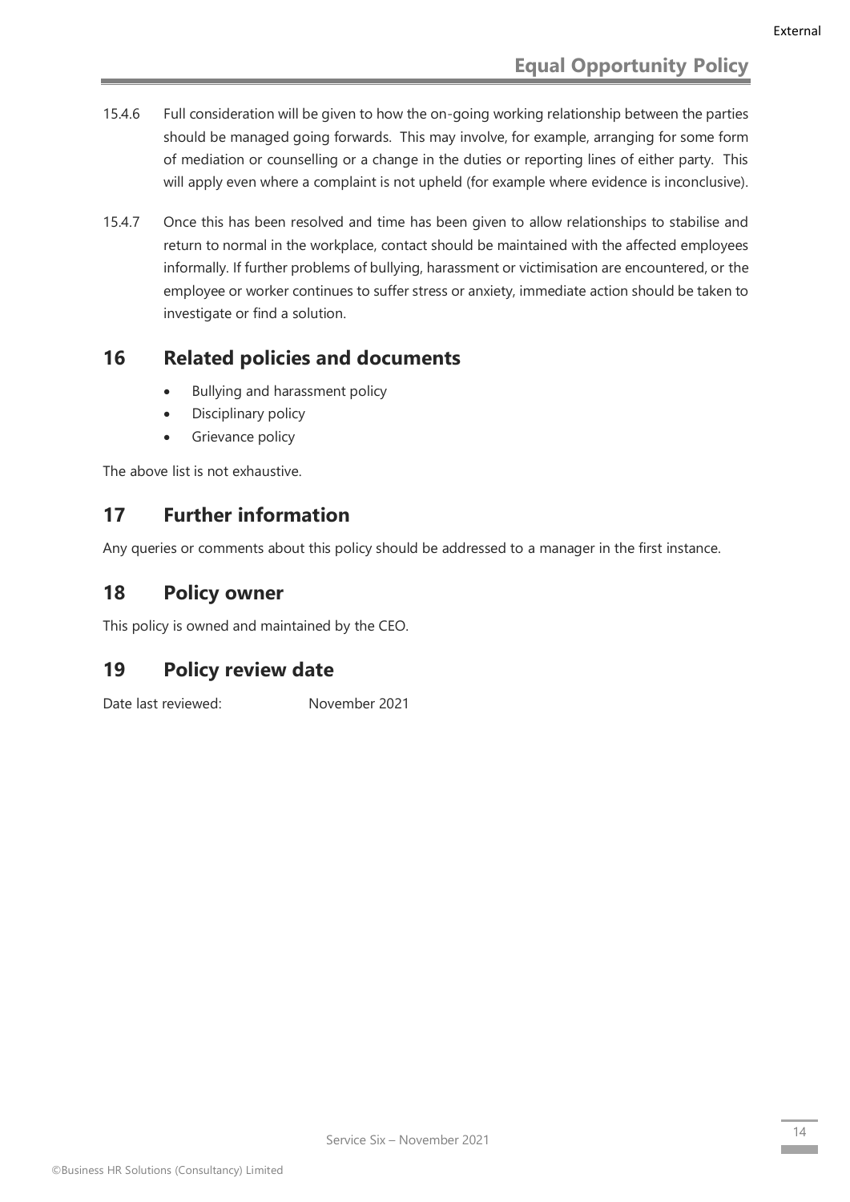15.4.6 Full consideration will be given to how the on-going working relationship between the parties should be managed going forwards. This may involve, for example, arranging for some form of mediation or counselling or a change in the duties or reporting lines of either party. This will apply even where a complaint is not upheld (for example where evidence is inconclusive).

15.4.7 Once this has been resolved and time has been given to allow relationships to stabilise and return to normal in the workplace, contact should be maintained with the affected employees informally. If further problems of bullying, harassment or victimisation are encountered, or the employee or worker continues to suffer stress or anxiety, immediate action should be taken to investigate or find a solution.

## 16 Related policies and documents

- Bullying and harassment policy
- Disciplinary policy
- Grievance policy

The above list is not exhaustive.

## 17 Further information

Any queries or comments about this policy should be addressed to a manager in the first instance.

## 18 Policy owner

This policy is owned and maintained by the CEO.

## 19 Policy review date

Date last reviewed: November 2021